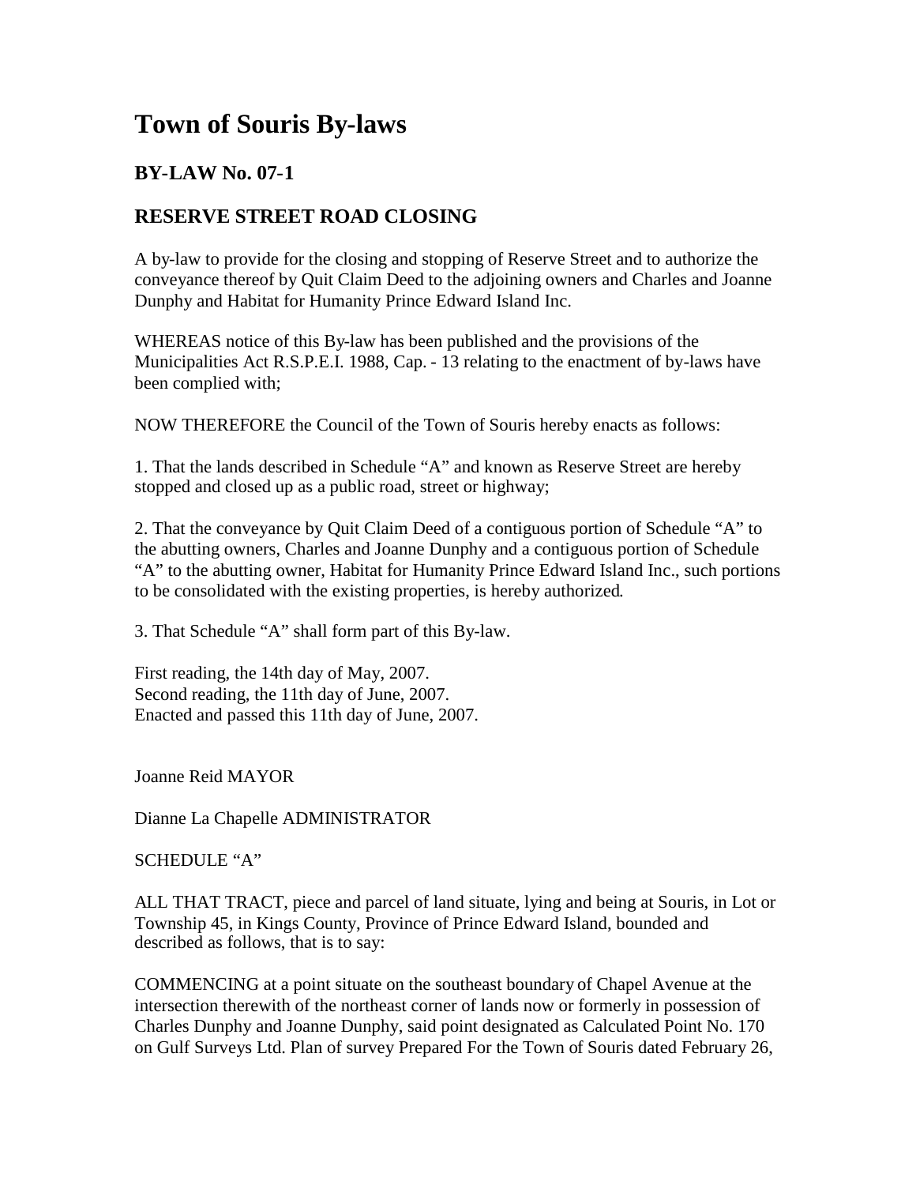# Town of Souris By-laws

## BY-LAW No. 07-1

## RESERVE STREET ROAD CLOSING

A by-law to provide for the closing and stopping of Reserve Street and to authorize the conveyance thereof by Quit Claim Deed to the adjoining owners and Charles and Joanne Dunphy and Habitat for Humanity Prince Edward Island Inc.

WHEREAS notice of this By-law has been published and the provisions of the Municipalities Act R.S.P.E.I. 1988, Cap. - 13 relating to the enactment of by-laws have been complied with;

NOW THEREFORE the Council of the Town of Souris hereby enacts as follows:

1. That the lands described in Schedule "A" and known as Reserve Street are hereby stopped and closed up as a public road, street or highway;

2. That the conveyance by Quit Claim Deed of a contiguous portion of Schedule "A" to the abutting owners, Charles and Joanne Dunphy and a contiguous portion of Schedule "A" to the abutting owner, Habitat for Humanity Prince Edward Island Inc., such portions to be consolidated with the existing properties, is hereby authorized.

3. That Schedule "A" shall form part of this By-law.

First reading, the 14th day of May, 2007.
Second reading, the 11th day of June, 2007.
Enacted and passed this 11th day of June, 2007.

Joanne Reid MAYOR

Dianne La Chapelle ADMINISTRATOR

SCHEDULE "A"

ALL THAT TRACT, piece and parcel of land situate, lying and being at Souris, in Lot or Township 45, in Kings County, Province of Prince Edward Island, bounded and described as follows, that is to say:

COMMENCING at a point situate on the southeast boundary of Chapel Avenue at the intersection therewith of the northeast corner of lands now or formerly in possession of Charles Dunphy and Joanne Dunphy, said point designated as Calculated Point No. 170 on Gulf Surveys Ltd. Plan of survey Prepared For the Town of Souris dated February 26,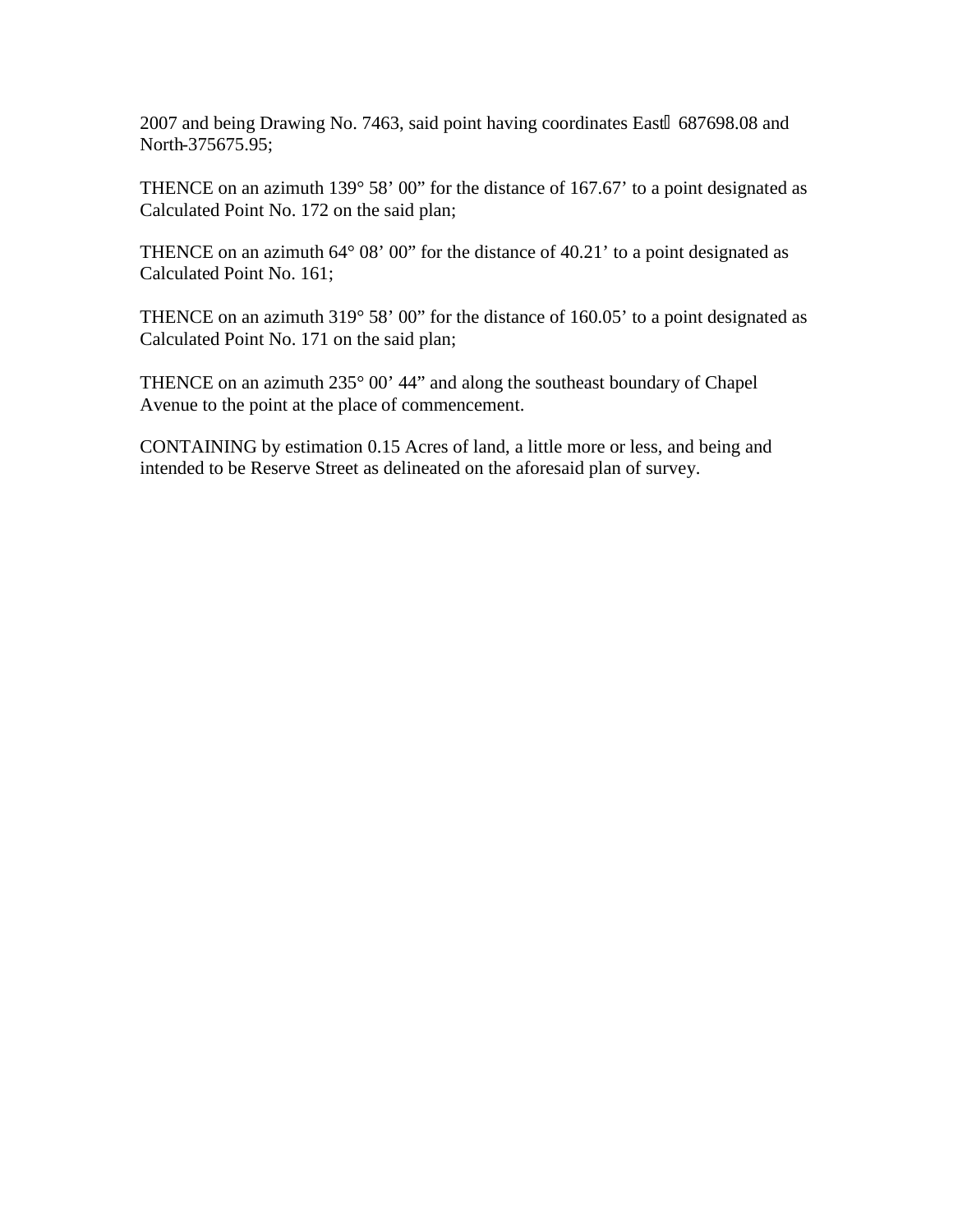2007 and being Drawing No. 7463, said point having coordinates East 687698.08 and North 375675.95;

THENCE on an azimuth 139° 58' 00" for the distance of 167.67' to a point designated as Calculated Point No. 172 on the said plan;

THENCE on an azimuth 64° 08' 00" for the distance of 40.21' to a point designated as Calculated Point No. 161;

THENCE on an azimuth 319° 58' 00" for the distance of 160.05' to a point designated as Calculated Point No. 171 on the said plan;

THENCE on an azimuth 235° 00' 44" and along the southeast boundary of Chapel Avenue to the point at the place of commencement.

CONTAINING by estimation 0.15 Acres of land, a little more or less, and being and intended to be Reserve Street as delineated on the aforesaid plan of survey.